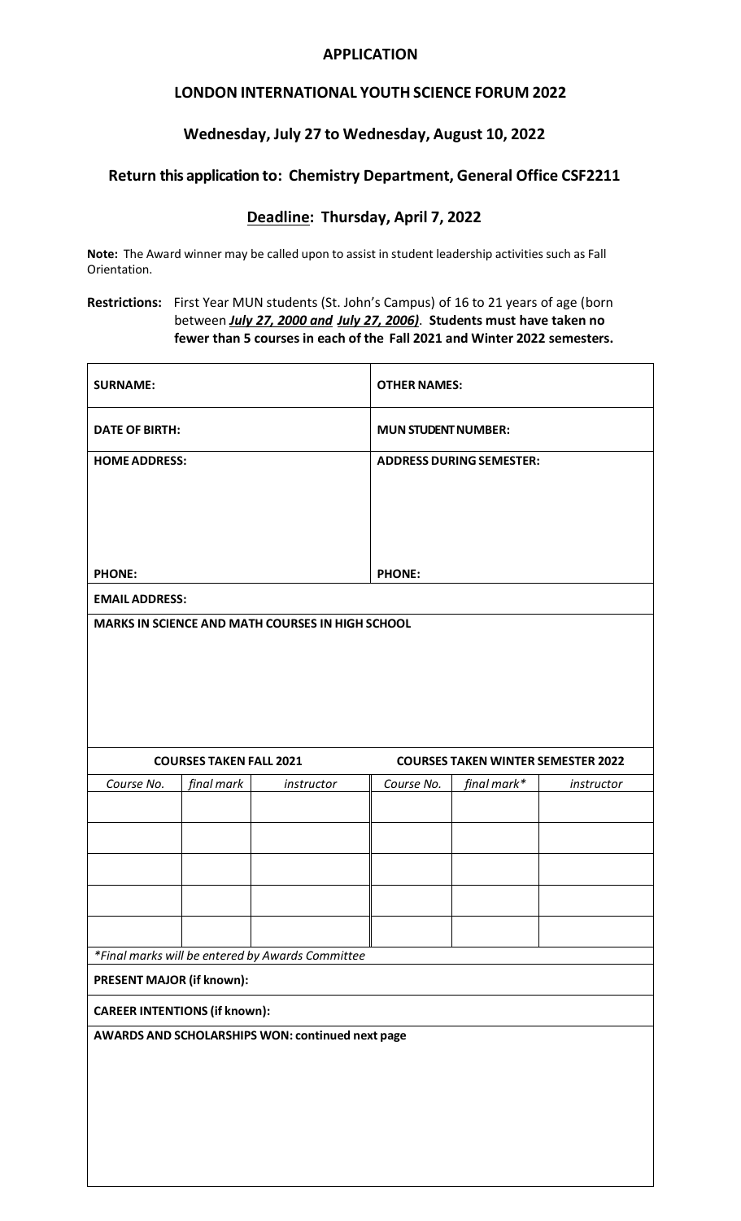# APPLICATION

## LONDON INTERNATIONAL YOUTH SCIENCE FORUM 2022

### Wednesday, July 27 to Wednesday, August 10, 2022

### Return this application to: Chemistry Department, General Office CSF2211

### Deadline: Thursday, April 7, 2022

**Note:** The Award winner may be called upon to assist in student leadership activities such as Fall Orientation.

**Restrictions:** First Year MUN students (St. John's Campus) of 16 to 21 years of age (born between ***July 27, 2000 and July 27, 2006)***. **Students must have taken no fewer than 5 courses in each of the Fall 2021 and Winter 2022 semesters.**

| | |
|---|---|
| **SURNAME:** | **OTHER NAMES:** |
| **DATE OF BIRTH:** | **MUN STUDENT NUMBER:** |
| **HOME ADDRESS:** | **ADDRESS DURING SEMESTER:** |
| **PHONE:** | **PHONE:** |

**EMAIL ADDRESS:**

**MARKS IN SCIENCE AND MATH COURSES IN HIGH SCHOOL**

| **COURSES TAKEN FALL 2021** | | | **COURSES TAKEN WINTER SEMESTER 2022** | | |
|---|---|---|---|---|---|
| *Course No.* | *final mark* | *instructor* | *Course No.* | *final mark** | *instructor* |
| | | | | | |
| | | | | | |
| | | | | | |
| | | | | | |
| | | | | | |

*\*Final marks will be entered by Awards Committee*

**PRESENT MAJOR (if known):**

**CAREER INTENTIONS (if known):**

**AWARDS AND SCHOLARSHIPS WON: continued next page**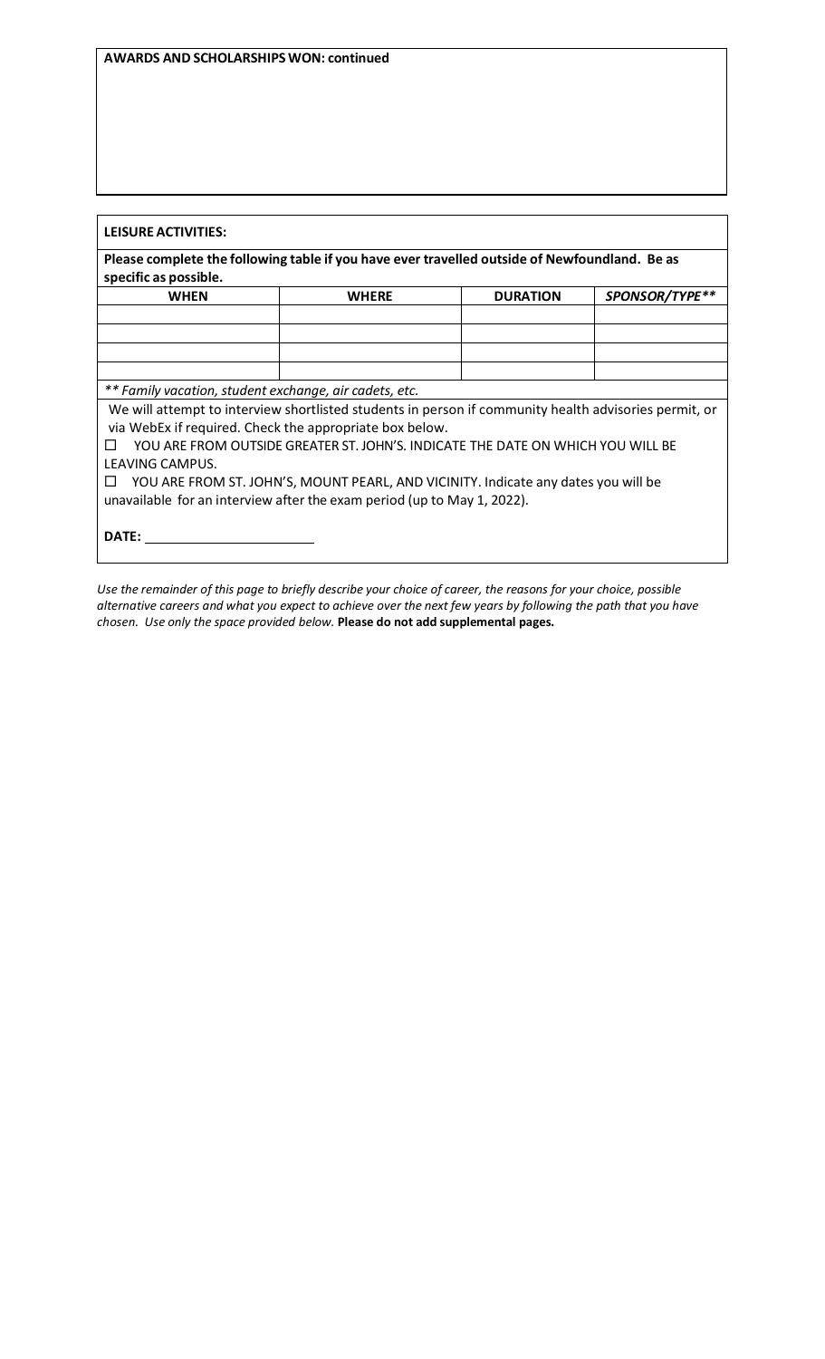**AWARDS AND SCHOLARSHIPS WON: continued**

**LEISURE ACTIVITIES:**

**Please complete the following table if you have ever travelled outside of Newfoundland. Be as specific as possible.**

| WHEN | WHERE | DURATION | *SPONSOR/TYPE\*\** |
|---|---|---|---|
| | | | |
| | | | |
| | | | |
| | | | |

*\*\* Family vacation, student exchange, air cadets, etc.*

We will attempt to interview shortlisted students in person if community health advisories permit, or via WebEx if required. Check the appropriate box below.

☐ YOU ARE FROM OUTSIDE GREATER ST. JOHN'S. INDICATE THE DATE ON WHICH YOU WILL BE LEAVING CAMPUS.

☐ YOU ARE FROM ST. JOHN'S, MOUNT PEARL, AND VICINITY. Indicate any dates you will be unavailable for an interview after the exam period (up to May 1, 2022).

**DATE:** ______________________

*Use the remainder of this page to briefly describe your choice of career, the reasons for your choice, possible alternative careers and what you expect to achieve over the next few years by following the path that you have chosen. Use only the space provided below.* **Please do not add supplemental pages.**